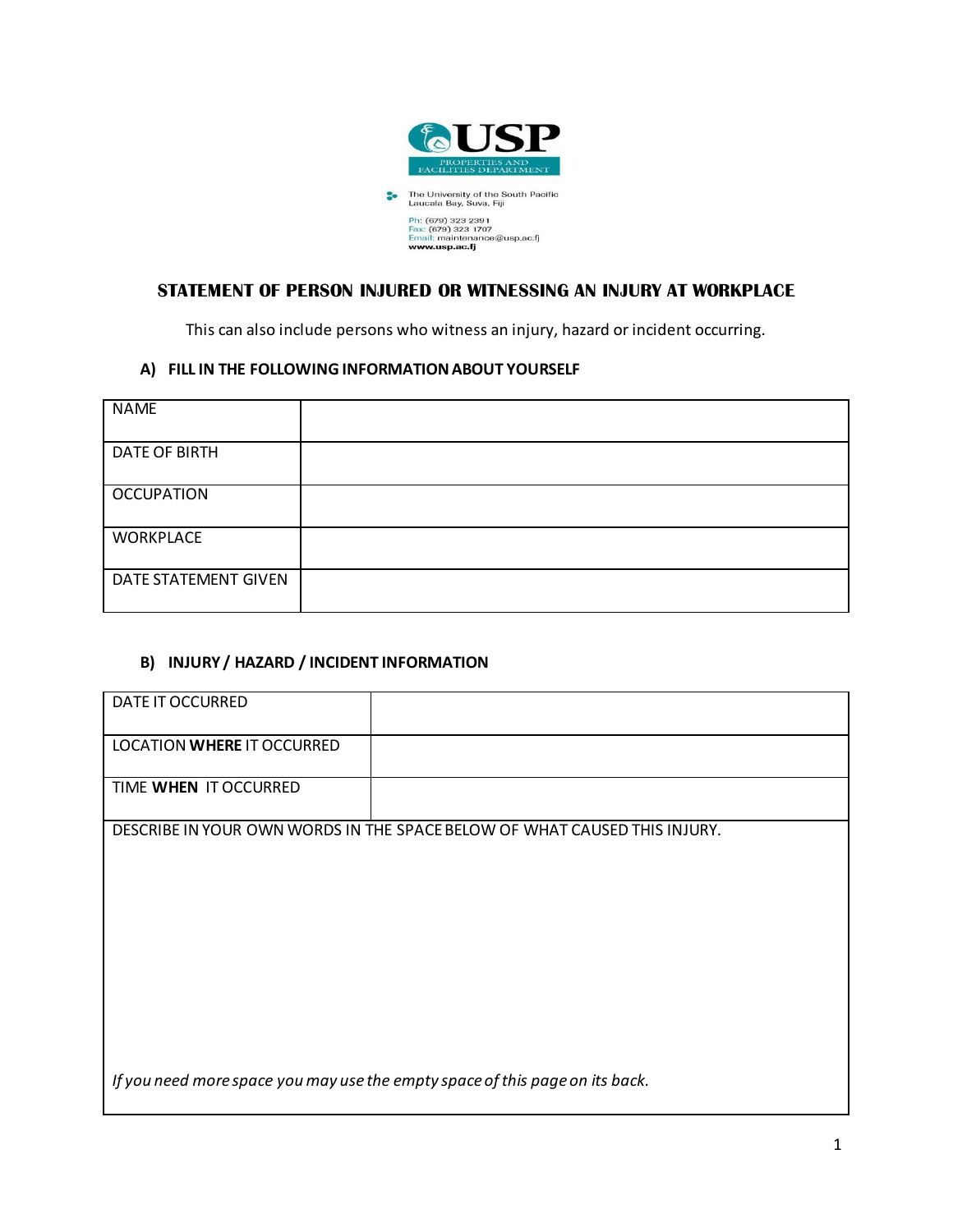USP

PROPERTIES AND FACILITIES DEPARTMENT

The University of the South Pacific
Laucala Bay, Suva, Fiji

Ph: (679) 323 2391
Fax: (679) 323 1707
Email: maintenance@usp.ac.fj
www.usp.ac.fj

# STATEMENT OF PERSON INJURED OR WITNESSING AN INJURY AT WORKPLACE

This can also include persons who witness an injury, hazard or incident occurring.

## A) FILL IN THE FOLLOWING INFORMATION ABOUT YOURSELF

| NAME | |
|---|---|
| DATE OF BIRTH | |
| OCCUPATION | |
| WORKPLACE | |
| DATE STATEMENT GIVEN | |

## B) INJURY / HAZARD / INCIDENT INFORMATION

| DATE IT OCCURRED | |
|---|---|
| LOCATION **WHERE** IT OCCURRED | |
| TIME **WHEN** IT OCCURRED | |

DESCRIBE IN YOUR OWN WORDS IN THE SPACE BELOW OF WHAT CAUSED THIS INJURY.

*If you need more space you may use the empty space of this page on its back.*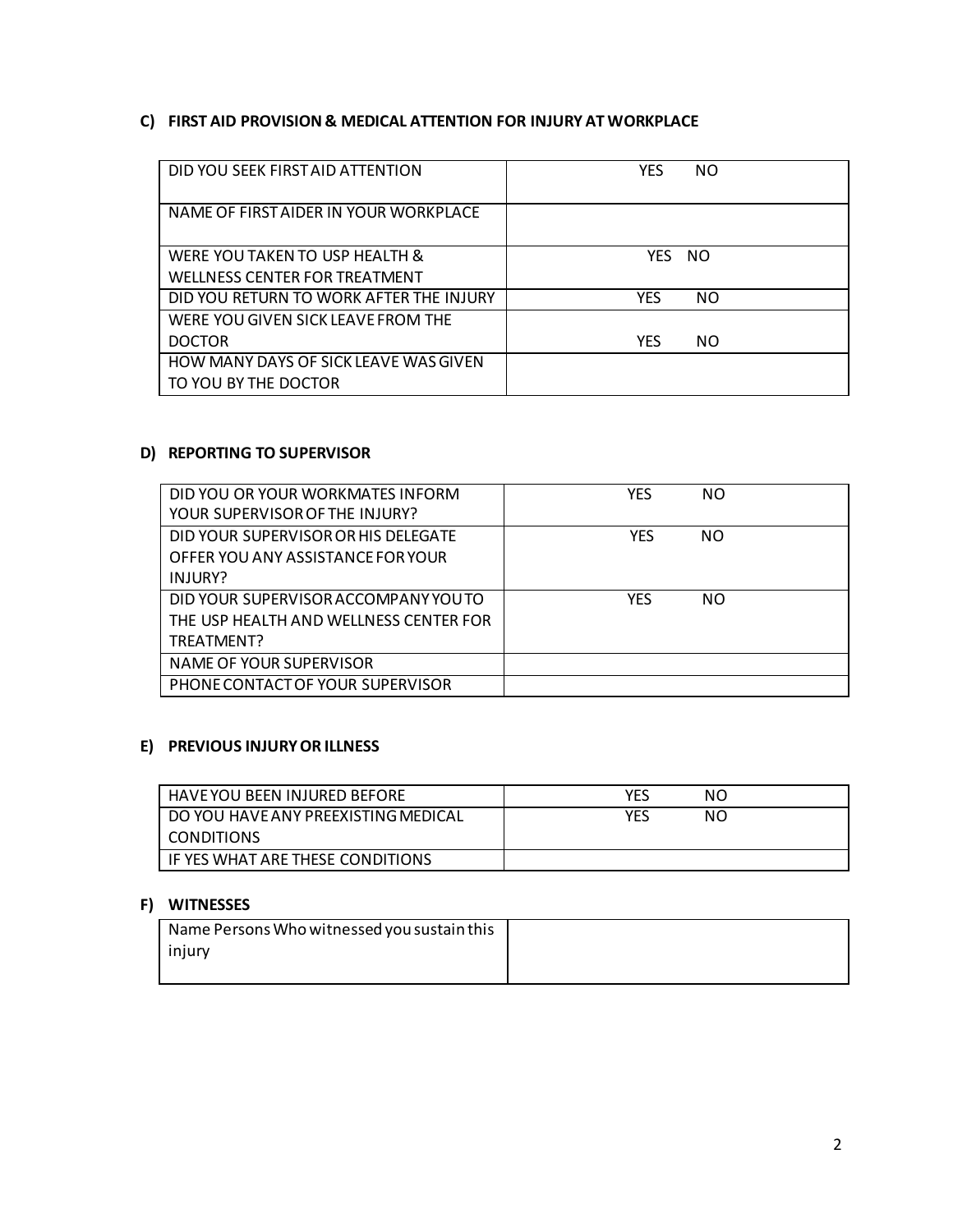### C) FIRST AID PROVISION & MEDICAL ATTENTION FOR INJURY AT WORKPLACE

| | |
|---|---|
| DID YOU SEEK FIRST AID ATTENTION | YES NO |
| NAME OF FIRST AIDER IN YOUR WORKPLACE | |
| WERE YOU TAKEN TO USP HEALTH & WELLNESS CENTER FOR TREATMENT | YES NO |
| DID YOU RETURN TO WORK AFTER THE INJURY | YES NO |
| WERE YOU GIVEN SICK LEAVE FROM THE DOCTOR | YES NO |
| HOW MANY DAYS OF SICK LEAVE WAS GIVEN TO YOU BY THE DOCTOR | |

### D) REPORTING TO SUPERVISOR

| | |
|---|---|
| DID YOU OR YOUR WORKMATES INFORM YOUR SUPERVISOR OF THE INJURY? | YES NO |
| DID YOUR SUPERVISOR OR HIS DELEGATE OFFER YOU ANY ASSISTANCE FOR YOUR INJURY? | YES NO |
| DID YOUR SUPERVISOR ACCOMPANY YOU TO THE USP HEALTH AND WELLNESS CENTER FOR TREATMENT? | YES NO |
| NAME OF YOUR SUPERVISOR | |
| PHONE CONTACT OF YOUR SUPERVISOR | |

### E) PREVIOUS INJURY OR ILLNESS

| | |
|---|---|
| HAVE YOU BEEN INJURED BEFORE | YES NO |
| DO YOU HAVE ANY PREEXISTING MEDICAL CONDITIONS | YES NO |
| IF YES WHAT ARE THESE CONDITIONS | |

### F) WITNESSES

| | |
|---|---|
| Name Persons Who witnessed you sustain this injury | |